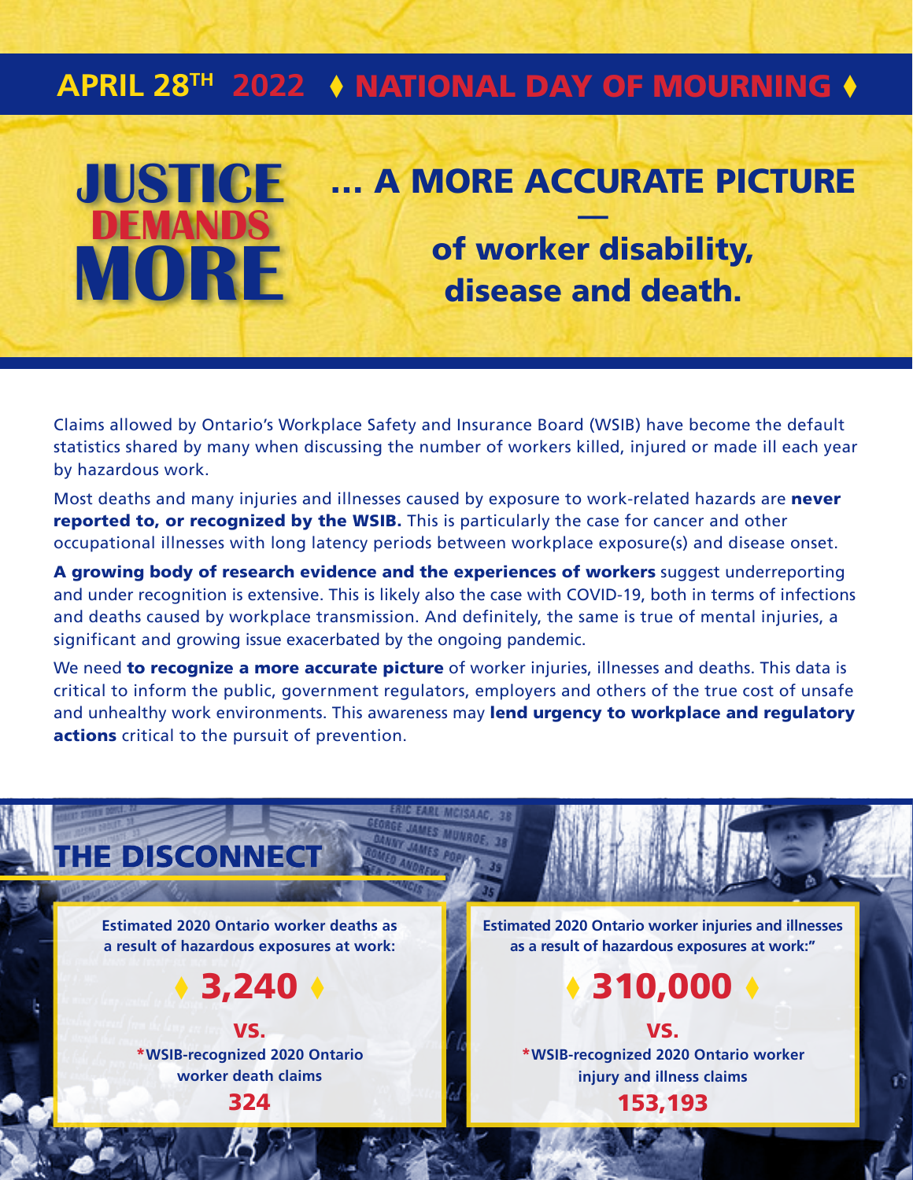# APRIL 28TH 2022 ♦ NATIONAL DAY OF MOURNING ♦

# JUSTICE DEMANDS MORE

## ... A MORE ACCURATE PICTURE — of worker disability, disease and death.

Claims allowed by Ontario's Workplace Safety and Insurance Board (WSIB) have become the default statistics shared by many when discussing the number of workers killed, injured or made ill each year by hazardous work.

Most deaths and many injuries and illnesses caused by exposure to work-related hazards are **never reported to, or recognized by the WSIB.** This is particularly the case for cancer and other occupational illnesses with long latency periods between workplace exposure(s) and disease onset.

**A growing body of research evidence and the experiences of workers** suggest underreporting and under recognition is extensive. This is likely also the case with COVID-19, both in terms of infections and deaths caused by workplace transmission. And definitely, the same is true of mental injuries, a significant and growing issue exacerbated by the ongoing pandemic.

We need **to recognize a more accurate picture** of worker injuries, illnesses and deaths. This data is critical to inform the public, government regulators, employers and others of the true cost of unsafe and unhealthy work environments. This awareness may **lend urgency to workplace and regulatory actions** critical to the pursuit of prevention.

## THE DISCONNECT

**Estimated 2020 Ontario worker deaths as a result of hazardous exposures at work:**

♦ **3,240** ♦

**vs.**

***WSIB-recognized 2020 Ontario worker death claims**

**324**

**Estimated 2020 Ontario worker injuries and illnesses as a result of hazardous exposures at work:"**

♦ **310,000** ♦

**vs.**

***WSIB-recognized 2020 Ontario worker injury and illness claims**

**153,193**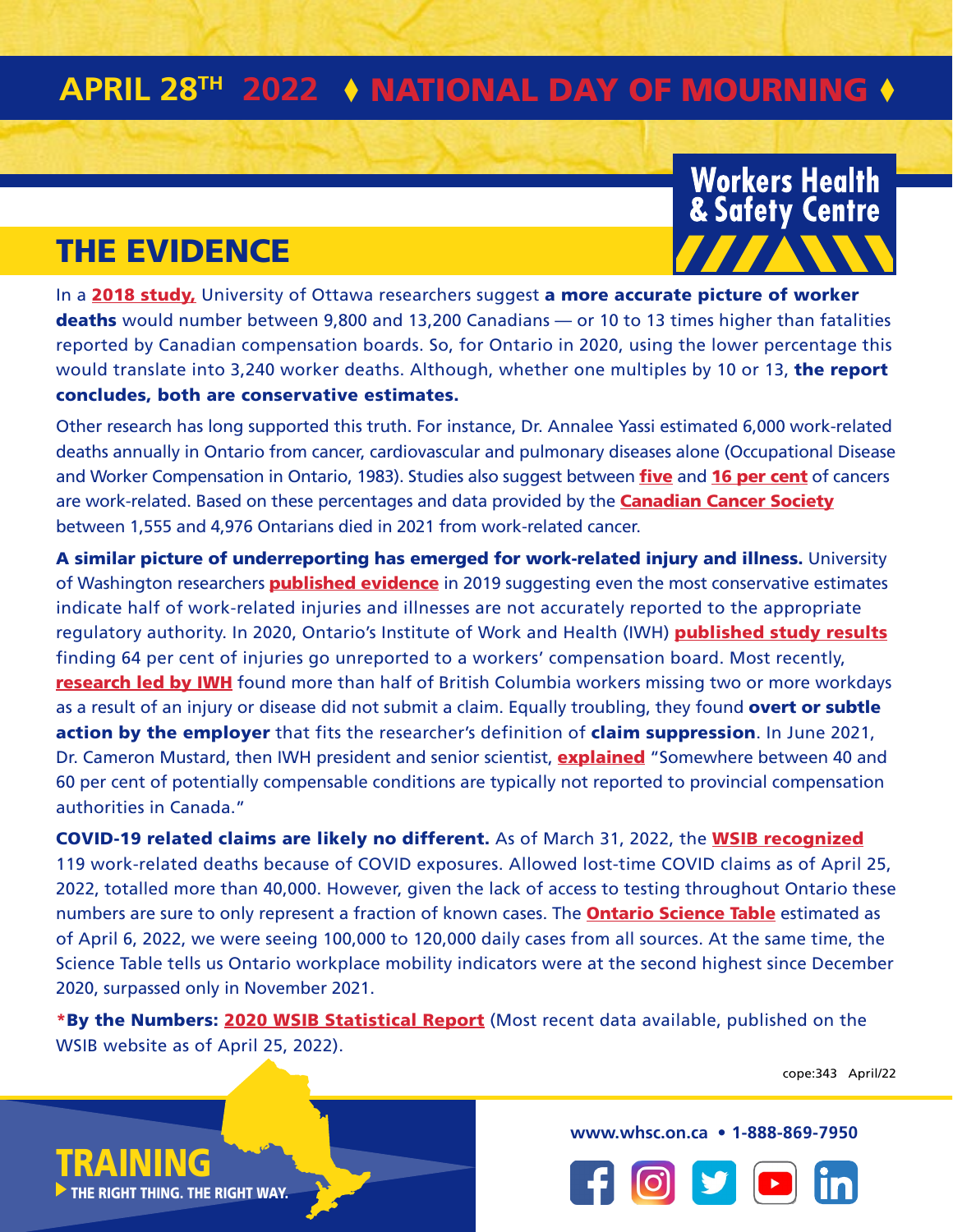# APRIL 28TH 2022 ♦ NATIONAL DAY OF MOURNING ♦

Workers Health & Safety Centre

## THE EVIDENCE

In a **2018 study,** University of Ottawa researchers suggest **a more accurate picture of worker deaths** would number between 9,800 and 13,200 Canadians — or 10 to 13 times higher than fatalities reported by Canadian compensation boards. So, for Ontario in 2020, using the lower percentage this would translate into 3,240 worker deaths. Although, whether one multiples by 10 or 13, **the report concludes, both are conservative estimates.**

Other research has long supported this truth. For instance, Dr. Annalee Yassi estimated 6,000 work-related deaths annually in Ontario from cancer, cardiovascular and pulmonary diseases alone (Occupational Disease and Worker Compensation in Ontario, 1983). Studies also suggest between **five** and **16 per cent** of cancers are work-related. Based on these percentages and data provided by the **Canadian Cancer Society** between 1,555 and 4,976 Ontarians died in 2021 from work-related cancer.

**A similar picture of underreporting has emerged for work-related injury and illness.** University of Washington researchers **published evidence** in 2019 suggesting even the most conservative estimates indicate half of work-related injuries and illnesses are not accurately reported to the appropriate regulatory authority. In 2020, Ontario's Institute of Work and Health (IWH) **published study results** finding 64 per cent of injuries go unreported to a workers' compensation board. Most recently, **research led by IWH** found more than half of British Columbia workers missing two or more workdays as a result of an injury or disease did not submit a claim. Equally troubling, they found **overt or subtle action by the employer** that fits the researcher's definition of **claim suppression**. In June 2021, Dr. Cameron Mustard, then IWH president and senior scientist, **explained** "Somewhere between 40 and 60 per cent of potentially compensable conditions are typically not reported to provincial compensation authorities in Canada."

**COVID-19 related claims are likely no different.** As of March 31, 2022, the **WSIB recognized** 119 work-related deaths because of COVID exposures. Allowed lost-time COVID claims as of April 25, 2022, totalled more than 40,000. However, given the lack of access to testing throughout Ontario these numbers are sure to only represent a fraction of known cases. The **Ontario Science Table** estimated as of April 6, 2022, we were seeing 100,000 to 120,000 daily cases from all sources. At the same time, the Science Table tells us Ontario workplace mobility indicators were at the second highest since December 2020, surpassed only in November 2021.

***By the Numbers:** **2020 WSIB Statistical Report** (Most recent data available, published on the WSIB website as of April 25, 2022).

cope:343 April/22

TRAINING
THE RIGHT THING. THE RIGHT WAY.

www.whsc.on.ca • 1-888-869-7950